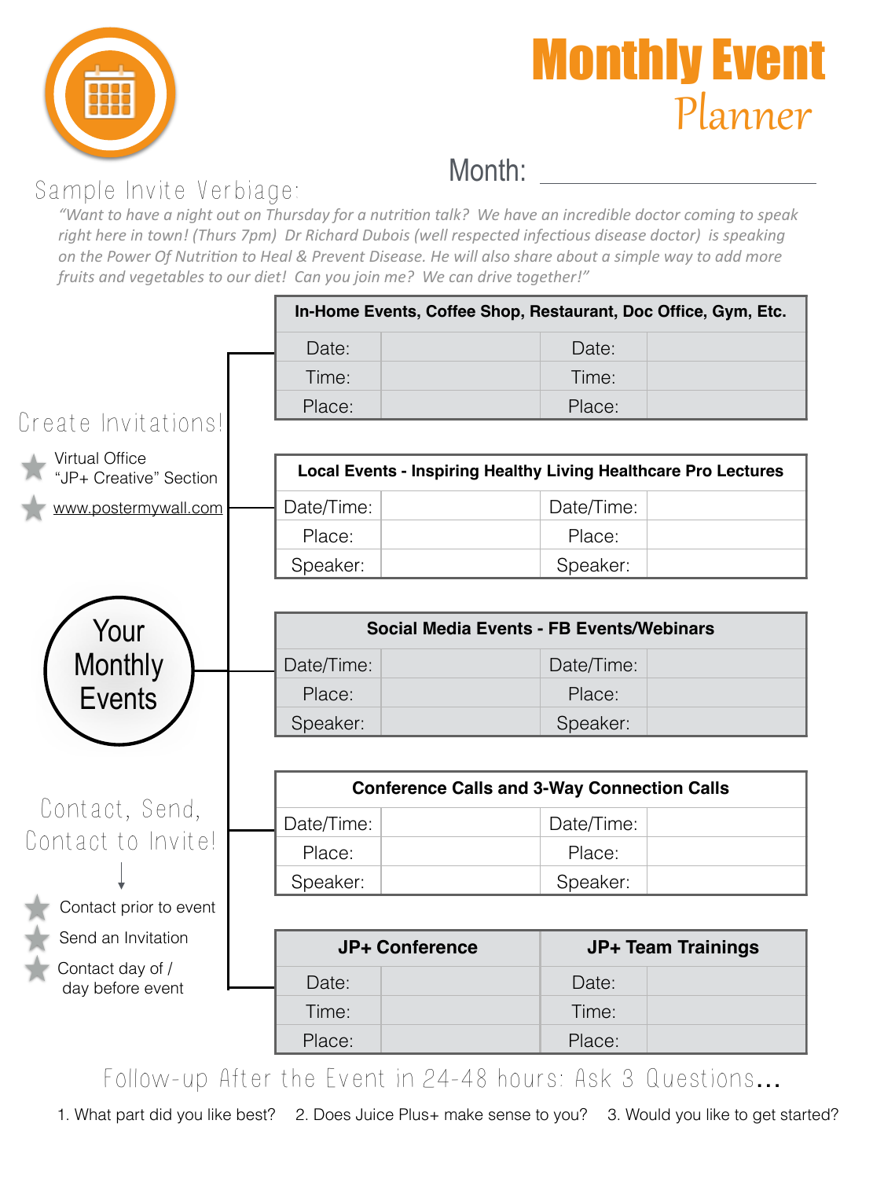# Monthly Event Planner

Month: ______________________

## Sample Invite Verbiage:

*"Want to have a night out on Thursday for a nutrition talk? We have an incredible doctor coming to speak right here in town! (Thurs 7pm) Dr Richard Dubois (well respected infectious disease doctor) is speaking on the Power Of Nutrition to Heal & Prevent Disease. He will also share about a simple way to add more fruits and vegetables to our diet! Can you join me? We can drive together!"*

## Create Invitations!

- Virtual Office "JP+ Creative" Section
- www.postermywall.com

## Your Monthly Events

| In-Home Events, Coffee Shop, Restaurant, Doc Office, Gym, Etc. | | | |
|---|---|---|---|
| Date: | | Date: | |
| Time: | | Time: | |
| Place: | | Place: | |

| Local Events - Inspiring Healthy Living Healthcare Pro Lectures | | | |
|---|---|---|---|
| Date/Time: | | Date/Time: | |
| Place: | | Place: | |
| Speaker: | | Speaker: | |

| Social Media Events - FB Events/Webinars | | | |
|---|---|---|---|
| Date/Time: | | Date/Time: | |
| Place: | | Place: | |
| Speaker: | | Speaker: | |

| Conference Calls and 3-Way Connection Calls | | | |
|---|---|---|---|
| Date/Time: | | Date/Time: | |
| Place: | | Place: | |
| Speaker: | | Speaker: | |

| JP+ Conference | | JP+ Team Trainings | |
|---|---|---|---|
| Date: | | Date: | |
| Time: | | Time: | |
| Place: | | Place: | |

## Contact, Send, Contact to Invite!

- Contact prior to event
- Send an Invitation
- Contact day of / day before event

## Follow-up After the Event in 24-48 hours: Ask 3 Questions...

1. What part did you like best? 2. Does Juice Plus+ make sense to you? 3. Would you like to get started?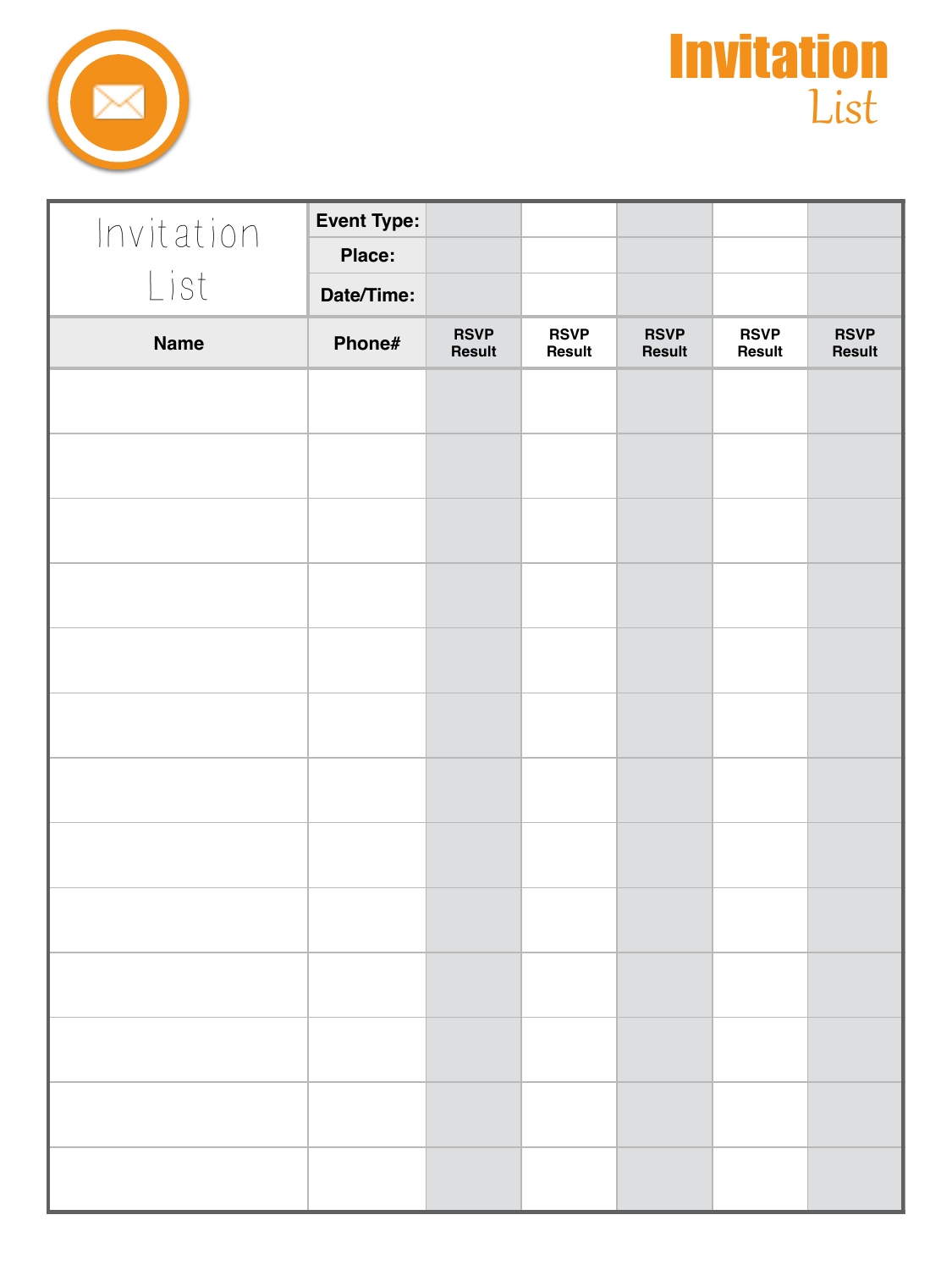# Invitation List

| Invitation List | Event Type: | | | | | |
|---|---|---|---|---|---|---|
| | Place: | | | | | |
| | Date/Time: | | | | | |
| **Name** | **Phone#** | **RSVP Result** | **RSVP Result** | **RSVP Result** | **RSVP Result** | **RSVP Result** |
| | | | | | | |
| | | | | | | |
| | | | | | | |
| | | | | | | |
| | | | | | | |
| | | | | | | |
| | | | | | | |
| | | | | | | |
| | | | | | | |
| | | | | | | |
| | | | | | | |
| | | | | | | |
| | | | | | | |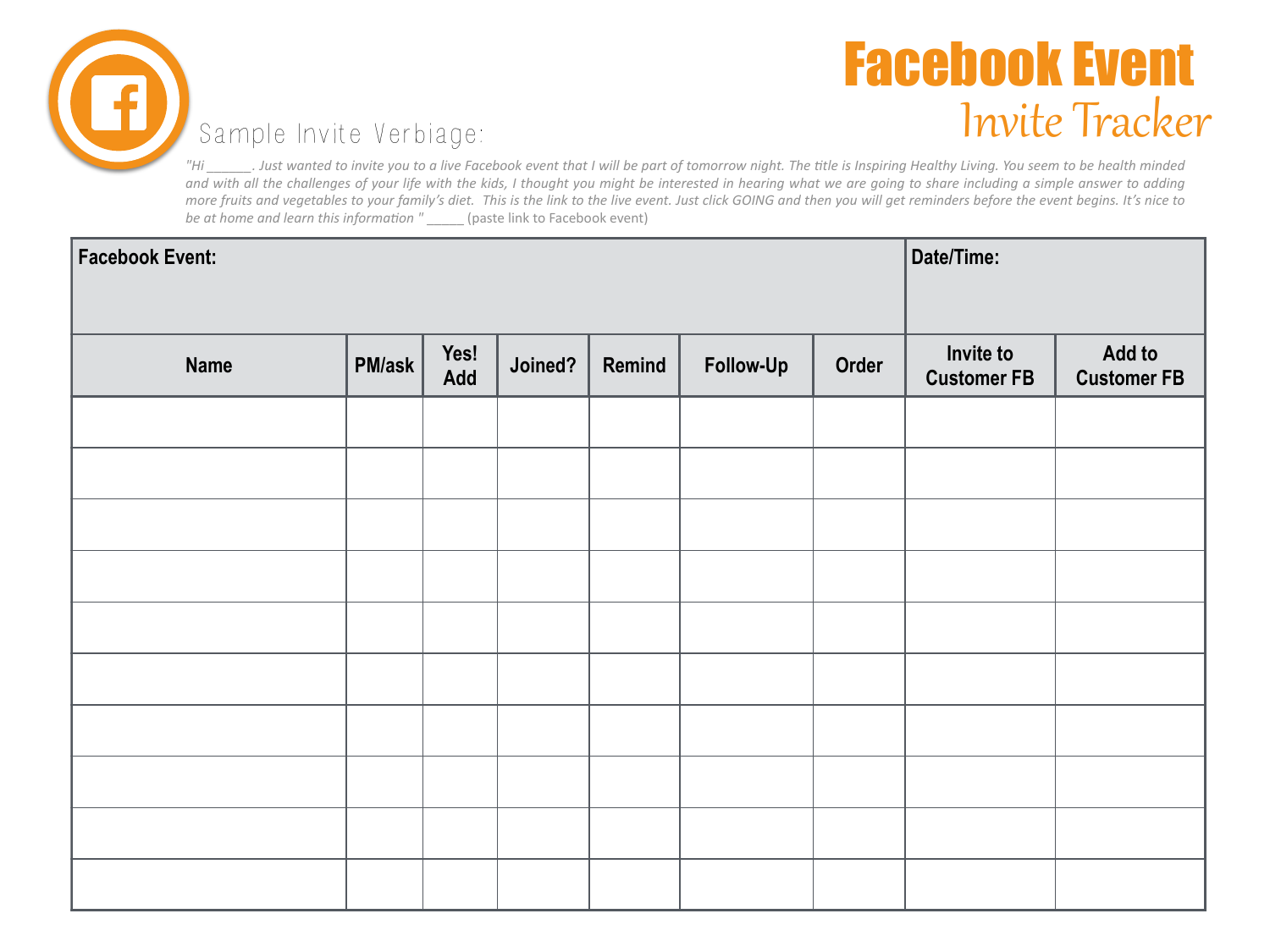# Facebook Event
## Invite Tracker

Sample Invite Verbiage:

*"Hi ______. Just wanted to invite you to a live Facebook event that I will be part of tomorrow night. The title is Inspiring Healthy Living. You seem to be health minded and with all the challenges of your life with the kids, I thought you might be interested in hearing what we are going to share including a simple answer to adding more fruits and vegetables to your family's diet. This is the link to the live event. Just click GOING and then you will get reminders before the event begins. It's nice to be at home and learn this information "* _____ (paste link to Facebook event)

| Facebook Event: | | | | | | | Date/Time: | |
|---|---|---|---|---|---|---|---|---|
| **Name** | **PM/ask** | **Yes! Add** | **Joined?** | **Remind** | **Follow-Up** | **Order** | **Invite to Customer FB** | **Add to Customer FB** |
| | | | | | | | | |
| | | | | | | | | |
| | | | | | | | | |
| | | | | | | | | |
| | | | | | | | | |
| | | | | | | | | |
| | | | | | | | | |
| | | | | | | | | |
| | | | | | | | | |
| | | | | | | | | |